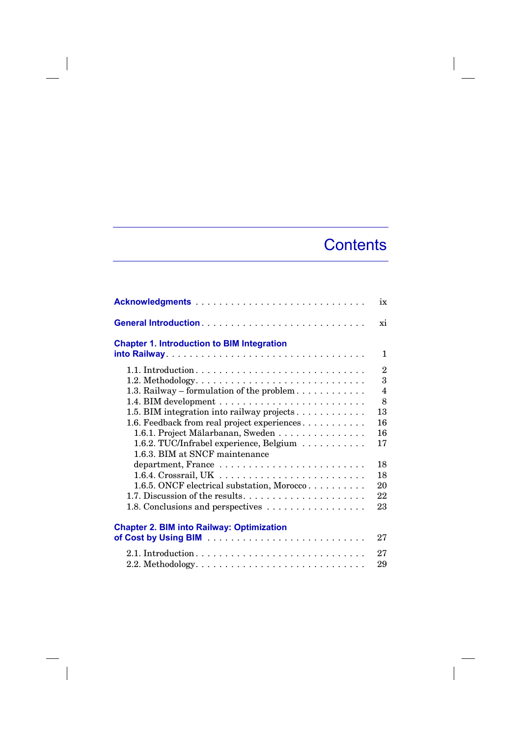# Contents

**Acknowledgments** . . . . . . . . . . . . . . . . . . . . . . . . . . . . . ix

**General Introduction** . . . . . . . . . . . . . . . . . . . . . . . . . . . xi

**Chapter 1. Introduction to BIM Integration into Railway** . . . . . . . . . . . . . . . . . . . . . . . . . . . . . . . . . 1

- 1.1. Introduction . . . . . . . . . . . . . . . . . . . . . . . . . . . . 2
- 1.2. Methodology . . . . . . . . . . . . . . . . . . . . . . . . . . . . 3
- 1.3. Railway – formulation of the problem . . . . . . . . . . . . 4
- 1.4. BIM development . . . . . . . . . . . . . . . . . . . . . . . . . 8
- 1.5. BIM integration into railway projects . . . . . . . . . . . . 13
- 1.6. Feedback from real project experiences . . . . . . . . . . . 16
  - 1.6.1. Project Mälarbanan, Sweden . . . . . . . . . . . . . . . 16
  - 1.6.2. TUC/Infrabel experience, Belgium . . . . . . . . . . . 17
  - 1.6.3. BIM at SNCF maintenance department, France . . . . . . . . . . . . . . . . . . . . . . . . 18
  - 1.6.4. Crossrail, UK . . . . . . . . . . . . . . . . . . . . . . . . 18
  - 1.6.5. ONCF electrical substation, Morocco . . . . . . . . . . 20
- 1.7. Discussion of the results . . . . . . . . . . . . . . . . . . . . . 22
- 1.8. Conclusions and perspectives . . . . . . . . . . . . . . . . . 23

**Chapter 2. BIM into Railway: Optimization of Cost by Using BIM** . . . . . . . . . . . . . . . . . . . . . . . . . . . 27

- 2.1. Introduction . . . . . . . . . . . . . . . . . . . . . . . . . . . . 27
- 2.2. Methodology . . . . . . . . . . . . . . . . . . . . . . . . . . . . 29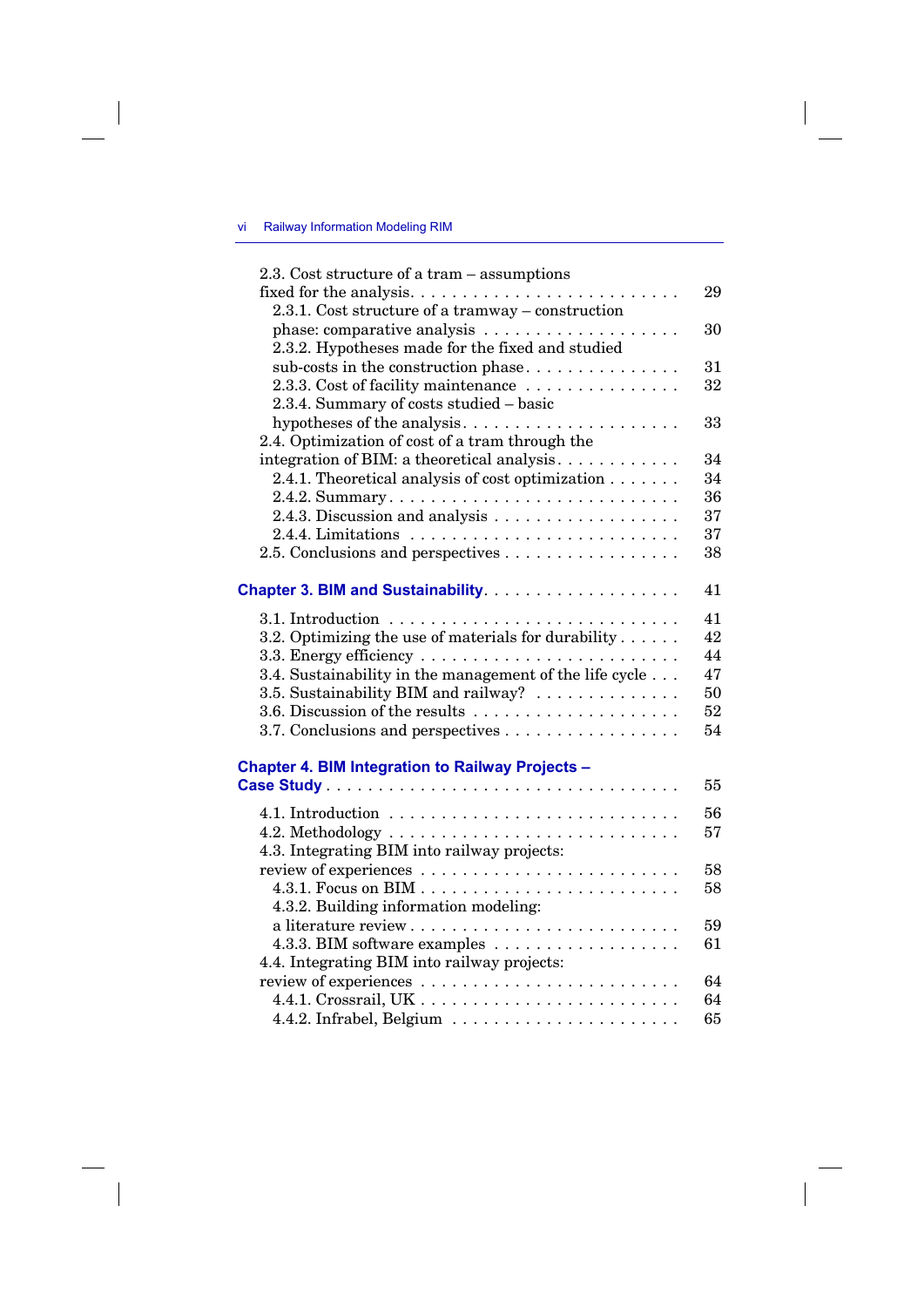2.3. Cost structure of a tram – assumptions fixed for the analysis . . . . . . . . . . . . . . . . . . . . . . . . . . 29
  2.3.1. Cost structure of a tramway – construction phase: comparative analysis . . . . . . . . . . . . . . . . . . . 30
  2.3.2. Hypotheses made for the fixed and studied sub-costs in the construction phase . . . . . . . . . . . . . . . 31
  2.3.3. Cost of facility maintenance . . . . . . . . . . . . . . . 32
  2.3.4. Summary of costs studied – basic hypotheses of the analysis . . . . . . . . . . . . . . . . . . . . . 33
2.4. Optimization of cost of a tram through the integration of BIM: a theoretical analysis . . . . . . . . . . . . 34
  2.4.1. Theoretical analysis of cost optimization . . . . . . . 34
  2.4.2. Summary . . . . . . . . . . . . . . . . . . . . . . . . . . 36
  2.4.3. Discussion and analysis . . . . . . . . . . . . . . . . . . 37
  2.4.4. Limitations . . . . . . . . . . . . . . . . . . . . . . . . . 37
2.5. Conclusions and perspectives . . . . . . . . . . . . . . . . . 38

**Chapter 3. BIM and Sustainability** . . . . . . . . . . . . . . . . . . 41

3.1. Introduction . . . . . . . . . . . . . . . . . . . . . . . . . . . 41
3.2. Optimizing the use of materials for durability . . . . . . 42
3.3. Energy efficiency . . . . . . . . . . . . . . . . . . . . . . . . 44
3.4. Sustainability in the management of the life cycle . . . 47
3.5. Sustainability BIM and railway? . . . . . . . . . . . . . . 50
3.6. Discussion of the results . . . . . . . . . . . . . . . . . . . . 52
3.7. Conclusions and perspectives . . . . . . . . . . . . . . . . . 54

**Chapter 4. BIM Integration to Railway Projects – Case Study** . . . . . . . . . . . . . . . . . . . . . . . . . . . . . . . . 55

4.1. Introduction . . . . . . . . . . . . . . . . . . . . . . . . . . . 56
4.2. Methodology . . . . . . . . . . . . . . . . . . . . . . . . . . . 57
4.3. Integrating BIM into railway projects: review of experiences . . . . . . . . . . . . . . . . . . . . . . . . . 58
  4.3.1. Focus on BIM . . . . . . . . . . . . . . . . . . . . . . . . 58
  4.3.2. Building information modeling: a literature review . . . . . . . . . . . . . . . . . . . . . . . . . 59
  4.3.3. BIM software examples . . . . . . . . . . . . . . . . . . 61
4.4. Integrating BIM into railway projects: review of experiences . . . . . . . . . . . . . . . . . . . . . . . . . 64
  4.4.1. Crossrail, UK . . . . . . . . . . . . . . . . . . . . . . . . 64
  4.4.2. Infrabel, Belgium . . . . . . . . . . . . . . . . . . . . . . 65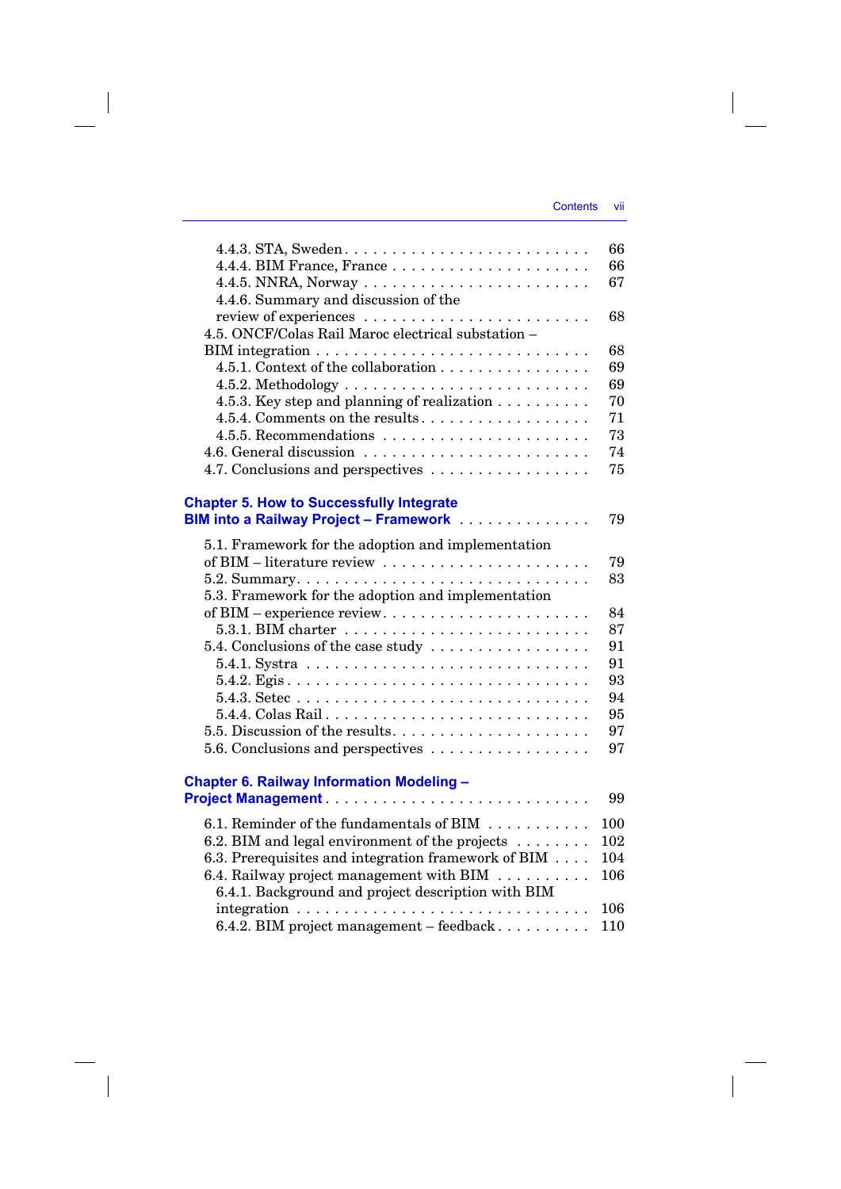4.4.3. STA, Sweden . . . . . . . . . . . . . . . . . . . . . . . . . . 66
4.4.4. BIM France, France . . . . . . . . . . . . . . . . . . . . . . 66
4.4.5. NNRA, Norway . . . . . . . . . . . . . . . . . . . . . . . . 67
4.4.6. Summary and discussion of the review of experiences . . . . . . . . . . . . . . . . . . . . . . . . . 68
4.5. ONCF/Colas Rail Maroc electrical substation – BIM integration . . . . . . . . . . . . . . . . . . . . . . . . . . . . . 68
4.5.1. Context of the collaboration . . . . . . . . . . . . . . . . 69
4.5.2. Methodology . . . . . . . . . . . . . . . . . . . . . . . . . . 69
4.5.3. Key step and planning of realization . . . . . . . . . . 70
4.5.4. Comments on the results . . . . . . . . . . . . . . . . . . 71
4.5.5. Recommendations . . . . . . . . . . . . . . . . . . . . . . 73
4.6. General discussion . . . . . . . . . . . . . . . . . . . . . . . . 74
4.7. Conclusions and perspectives . . . . . . . . . . . . . . . . . 75

**Chapter 5. How to Successfully Integrate BIM into a Railway Project – Framework** . . . . . . . . . . . . . . 79

5.1. Framework for the adoption and implementation of BIM – literature review . . . . . . . . . . . . . . . . . . . . . . 79
5.2. Summary . . . . . . . . . . . . . . . . . . . . . . . . . . . . . . . 83
5.3. Framework for the adoption and implementation of BIM – experience review . . . . . . . . . . . . . . . . . . . . . 84
5.3.1. BIM charter . . . . . . . . . . . . . . . . . . . . . . . . . . 87
5.4. Conclusions of the case study . . . . . . . . . . . . . . . . . 91
5.4.1. Systra . . . . . . . . . . . . . . . . . . . . . . . . . . . . . . 91
5.4.2. Egis . . . . . . . . . . . . . . . . . . . . . . . . . . . . . . . 93
5.4.3. Setec . . . . . . . . . . . . . . . . . . . . . . . . . . . . . . 94
5.4.4. Colas Rail . . . . . . . . . . . . . . . . . . . . . . . . . . . 95
5.5. Discussion of the results . . . . . . . . . . . . . . . . . . . . . 97
5.6. Conclusions and perspectives . . . . . . . . . . . . . . . . . 97

**Chapter 6. Railway Information Modeling – Project Management** . . . . . . . . . . . . . . . . . . . . . . . . . . . . 99

6.1. Reminder of the fundamentals of BIM . . . . . . . . . . . 100
6.2. BIM and legal environment of the projects . . . . . . . . 102
6.3. Prerequisites and integration framework of BIM . . . . 104
6.4. Railway project management with BIM . . . . . . . . . . 106
6.4.1. Background and project description with BIM integration . . . . . . . . . . . . . . . . . . . . . . . . . . . . . . 106
6.4.2. BIM project management – feedback . . . . . . . . . . 110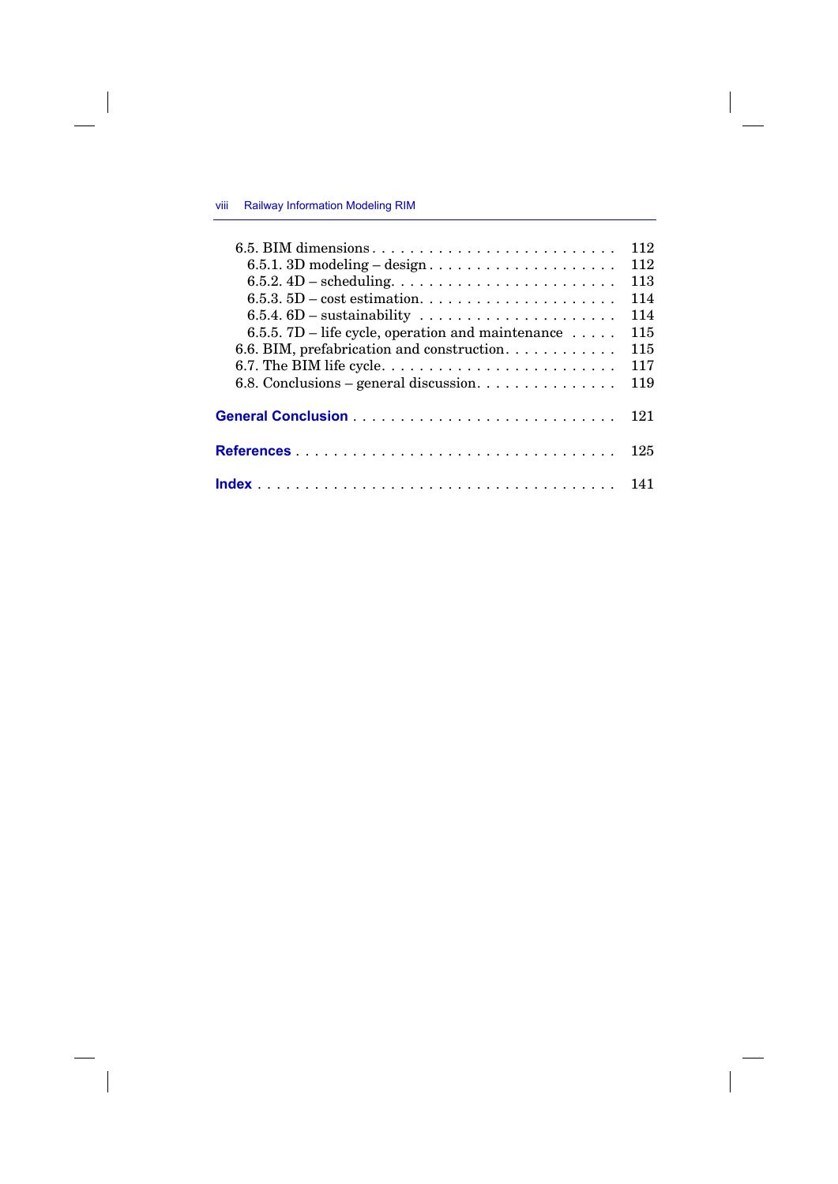6.5. BIM dimensions . . . . . . . . . . . . . . . . . . . . . . . . . . 112
  6.5.1. 3D modeling – design . . . . . . . . . . . . . . . . . . . . 112
  6.5.2. 4D – scheduling. . . . . . . . . . . . . . . . . . . . . . . . 113
  6.5.3. 5D – cost estimation. . . . . . . . . . . . . . . . . . . . . 114
  6.5.4. 6D – sustainability . . . . . . . . . . . . . . . . . . . . . 114
  6.5.5. 7D – life cycle, operation and maintenance . . . . . 115
6.6. BIM, prefabrication and construction. . . . . . . . . . . . 115
6.7. The BIM life cycle. . . . . . . . . . . . . . . . . . . . . . . . . 117
6.8. Conclusions – general discussion. . . . . . . . . . . . . . . 119

**General Conclusion** . . . . . . . . . . . . . . . . . . . . . . . . . . . 121

**References** . . . . . . . . . . . . . . . . . . . . . . . . . . . . . . . . 125

**Index** . . . . . . . . . . . . . . . . . . . . . . . . . . . . . . . . . . . . 141